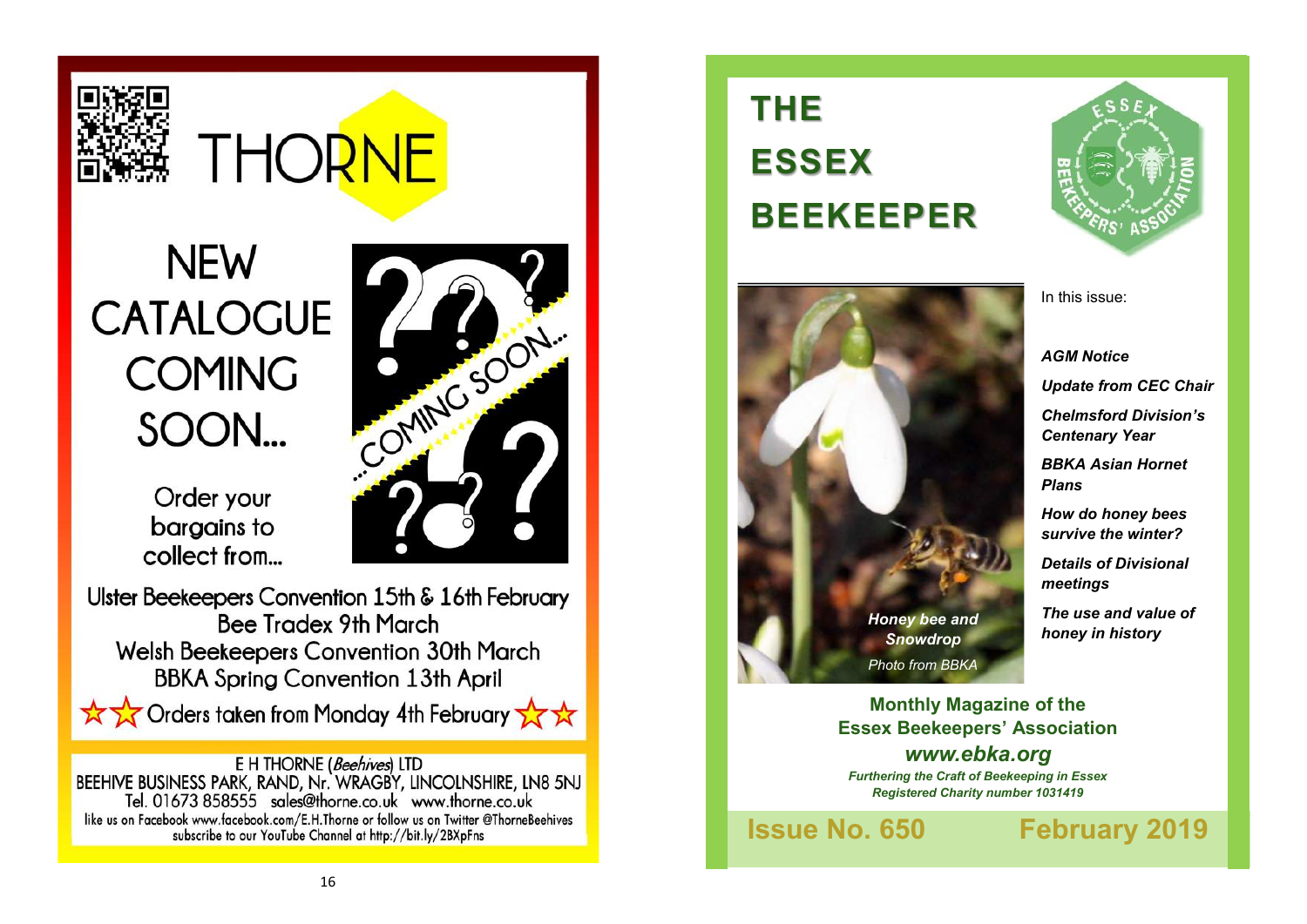# THORNE

## NEW CATALOGUE COMING SOON...

Order your bargains to collect from...

Ulster Beekeepers Convention 15th & 16th February
Bee Tradex 9th March
Welsh Beekeepers Convention 30th March
BBKA Spring Convention 13th April

☆☆ Orders taken from Monday 4th February ☆☆

E H THORNE (*Beehives*) LTD
BEEHIVE BUSINESS PARK, RAND, Nr. WRAGBY, LINCOLNSHIRE, LN8 5NJ
Tel. 01673 858555 sales@thorne.co.uk www.thorne.co.uk
like us on Facebook www.facebook.com/E.H.Thorne or follow us on Twitter @ThorneBeehives
subscribe to our YouTube Channel at http://bit.ly/2BXpFns

# THE ESSEX BEEKEEPER

*Honey bee and Snowdrop*
*Photo from BBKA*

In this issue:

- ***AGM Notice***
- ***Update from CEC Chair***
- ***Chelmsford Division's Centenary Year***
- ***BBKA Asian Hornet Plans***
- ***How do honey bees survive the winter?***
- ***Details of Divisional meetings***
- ***The use and value of honey in history***

**Monthly Magazine of the Essex Beekeepers' Association**

***www.ebka.org***

***Furthering the Craft of Beekeeping in Essex***
***Registered Charity number 1031419***

**Issue No. 650** **February 2019**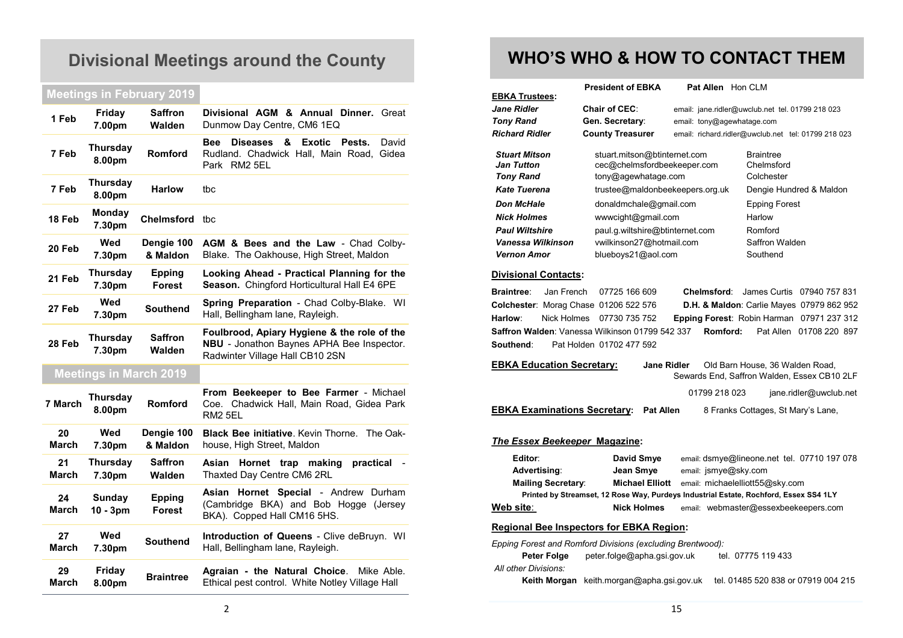# Divisional Meetings around the County

## Meetings in February 2019

| | | | |
|---|---|---|---|
| 1 Feb | Friday 7.00pm | Saffron Walden | **Divisional AGM & Annual Dinner.** Great Dunmow Day Centre, CM6 1EQ |
| 7 Feb | Thursday 8.00pm | Romford | **Bee Diseases & Exotic Pests.** David Rudland. Chadwick Hall, Main Road, Gidea Park RM2 5EL |
| 7 Feb | Thursday 8.00pm | Harlow | tbc |
| 18 Feb | Monday 7.30pm | Chelmsford | tbc |
| 20 Feb | Wed 7.30pm | Dengie 100 & Maldon | **AGM & Bees and the Law** - Chad Colby-Blake. The Oakhouse, High Street, Maldon |
| 21 Feb | Thursday 7.30pm | Epping Forest | **Looking Ahead - Practical Planning for the Season.** Chingford Horticultural Hall E4 6PE |
| 27 Feb | Wed 7.30pm | Southend | **Spring Preparation** - Chad Colby-Blake. WI Hall, Bellingham lane, Rayleigh. |
| 28 Feb | Thursday 7.30pm | Saffron Walden | **Foulbrood, Apiary Hygiene & the role of the NBU** - Jonathon Baynes APHA Bee Inspector. Radwinter Village Hall CB10 2SN |

## Meetings in March 2019

| | | | |
|---|---|---|---|
| 7 March | Thursday 8.00pm | Romford | **From Beekeeper to Bee Farmer** - Michael Coe. Chadwick Hall, Main Road, Gidea Park RM2 5EL |
| 20 March | Wed 7.30pm | Dengie 100 & Maldon | **Black Bee initiative**. Kevin Thorne. The Oakhouse, High Street, Maldon |
| 21 March | Thursday 7.30pm | Saffron Walden | **Asian Hornet trap making practical** - Thaxted Day Centre CM6 2RL |
| 24 March | Sunday 10 - 3pm | Epping Forest | **Asian Hornet Special** - Andrew Durham (Cambridge BKA) and Bob Hogge (Jersey BKA). Copped Hall CM16 5HS. |
| 27 March | Wed 7.30pm | Southend | **Introduction of Queens** - Clive deBruyn. WI Hall, Bellingham lane, Rayleigh. |
| 29 March | Friday 8.00pm | Braintree | **Agraian - the Natural Choice**. Mike Able. Ethical pest control. White Notley Village Hall |

# WHO'S WHO & HOW TO CONTACT THEM

**President of EBKA** **Pat Allen** Hon CLM

**EBKA Trustees:**

| | | |
|---|---|---|
| ***Jane Ridler*** | **Chair of CEC**: | email: jane.ridler@uwclub.net tel. 01799 218 023 |
| ***Tony Rand*** | **Gen. Secretary**: | email: tony@agewhatage.com |
| ***Richard Ridler*** | **County Treasurer** | email: richard.ridler@uwclub.net tel: 01799 218 023 |

| | | |
|---|---|---|
| ***Stuart Mitson*** | stuart.mitson@btinternet.com | Braintree |
| ***Jan Tutton*** | cec@chelmsfordbeekeeper.com | Chelmsford |
| ***Tony Rand*** | tony@agewhatage.com | Colchester |
| ***Kate Tuerena*** | trustee@maldonbeekeepers.org.uk | Dengie Hundred & Maldon |
| ***Don McHale*** | donaldmchale@gmail.com | Epping Forest |
| ***Nick Holmes*** | wwwcight@gmail.com | Harlow |
| ***Paul Wiltshire*** | paul.g.wiltshire@btinternet.com | Romford |
| ***Vanessa Wilkinson*** | vwilkinson27@hotmail.com | Saffron Walden |
| ***Vernon Amor*** | blueboys21@aol.com | Southend |

**Divisional Contacts:**

**Braintree**: Jan French 07725 166 609 — **Chelmsford**: James Curtis 07940 757 831
**Colchester**: Morag Chase 01206 522 576 — **D.H. & Maldon**: Carlie Mayes 07979 862 952
**Harlow**: Nick Holmes 07730 735 752 — **Epping Forest**: Robin Harman 07971 237 312
**Saffron Walden**: Vanessa Wilkinson 01799 542 337 — **Romford:** Pat Allen 01708 220 897
**Southend**: Pat Holden 01702 477 592

**EBKA Education Secretary:** **Jane Ridler** Old Barn House, 36 Walden Road, Sewards End, Saffron Walden, Essex CB10 2LF
01799 218 023 jane.ridler@uwclub.net

**EBKA Examinations Secretary:** **Pat Allen** 8 Franks Cottages, St Mary's Lane,

***The Essex Beekeeper* Magazine:**

| | | |
|---|---|---|
| **Editor**: | **David Smye** | email: dsmye@lineone.net tel. 07710 197 078 |
| **Advertising**: | **Jean Smye** | email: jsmye@sky.com |
| **Mailing Secretary**: | **Michael Elliott** | email: michaelelliott55@sky.com |

**Printed by Streamset, 12 Rose Way, Purdeys Industrial Estate, Rochford, Essex SS4 1LY**

**Web site:** **Nick Holmes** email: webmaster@essexbeekeepers.com

**Regional Bee Inspectors for EBKA Region:**

*Epping Forest and Romford Divisions (excluding Brentwood):*
**Peter Folge** peter.folge@apha.gsi.gov.uk tel. 07775 119 433

*All other Divisions:*
**Keith Morgan** keith.morgan@apha.gsi.gov.uk tel. 01485 520 838 or 07919 004 215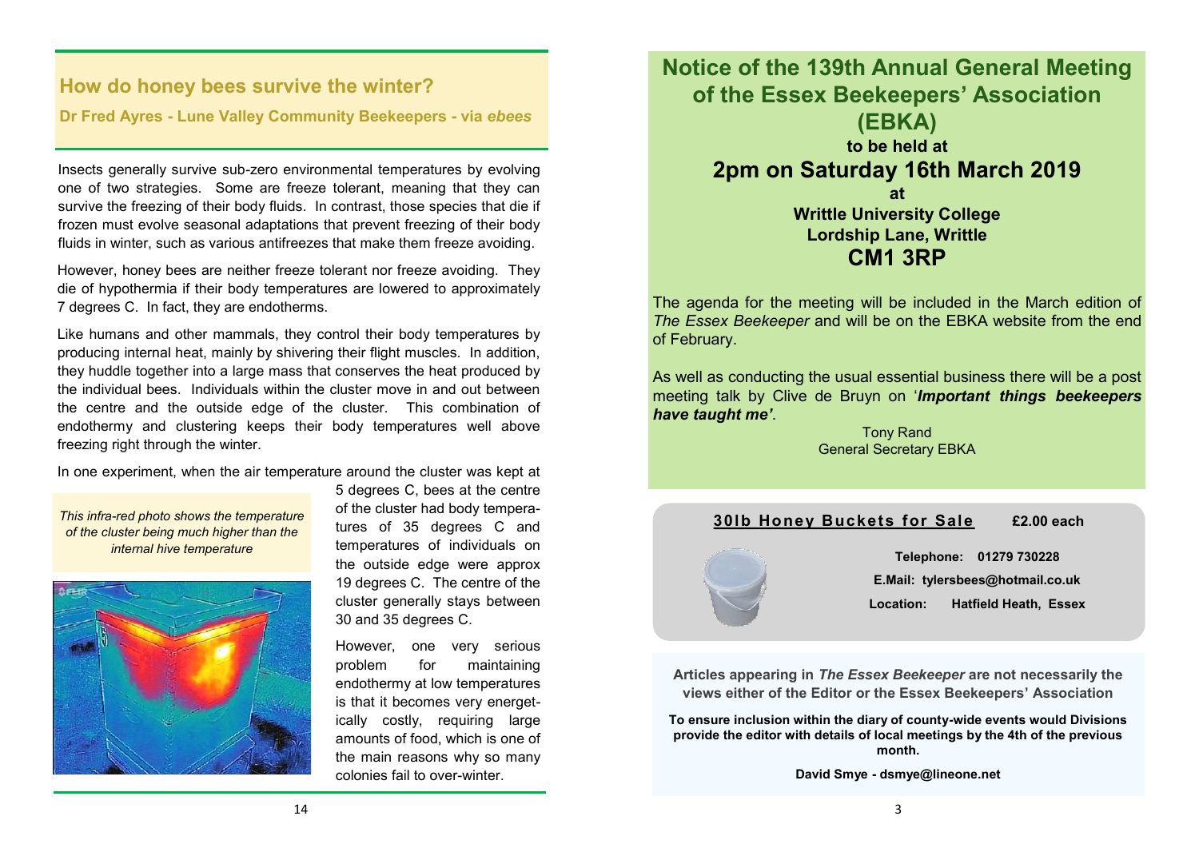## How do honey bees survive the winter?

**Dr Fred Ayres - Lune Valley Community Beekeepers - via *ebees***

Insects generally survive sub-zero environmental temperatures by evolving one of two strategies. Some are freeze tolerant, meaning that they can survive the freezing of their body fluids. In contrast, those species that die if frozen must evolve seasonal adaptations that prevent freezing of their body fluids in winter, such as various antifreezes that make them freeze avoiding.

However, honey bees are neither freeze tolerant nor freeze avoiding. They die of hypothermia if their body temperatures are lowered to approximately 7 degrees C. In fact, they are endotherms.

Like humans and other mammals, they control their body temperatures by producing internal heat, mainly by shivering their flight muscles. In addition, they huddle together into a large mass that conserves the heat produced by the individual bees. Individuals within the cluster move in and out between the centre and the outside edge of the cluster. This combination of endothermy and clustering keeps their body temperatures well above freezing right through the winter.

In one experiment, when the air temperature around the cluster was kept at 5 degrees C, bees at the centre of the cluster had body temperatures of 35 degrees C and temperatures of individuals on the outside edge were approx 19 degrees C. The centre of the cluster generally stays between 30 and 35 degrees C.

*This infra-red photo shows the temperature of the cluster being much higher than the internal hive temperature*

However, one very serious problem for maintaining endothermy at low temperatures is that it becomes very energetically costly, requiring large amounts of food, which is one of the main reasons why so many colonies fail to over-winter.

## Notice of the 139th Annual General Meeting of the Essex Beekeepers' Association (EBKA)

**to be held at**

**2pm on Saturday 16th March 2019**

**at**

**Writtle University College**
**Lordship Lane, Writtle**
**CM1 3RP**

The agenda for the meeting will be included in the March edition of *The Essex Beekeeper* and will be on the EBKA website from the end of February.

As well as conducting the usual essential business there will be a post meeting talk by Clive de Bruyn on '***Important things beekeepers have taught me'***.

Tony Rand
General Secretary EBKA

**30lb Honey Buckets for Sale** **£2.00 each**

**Telephone: 01279 730228**

**E.Mail: tylersbees@hotmail.co.uk**

**Location: Hatfield Heath, Essex**

**Articles appearing in *The Essex Beekeeper* are not necessarily the views either of the Editor or the Essex Beekeepers' Association**

**To ensure inclusion within the diary of county-wide events would Divisions provide the editor with details of local meetings by the 4th of the previous month.**

**David Smye - dsmye@lineone.net**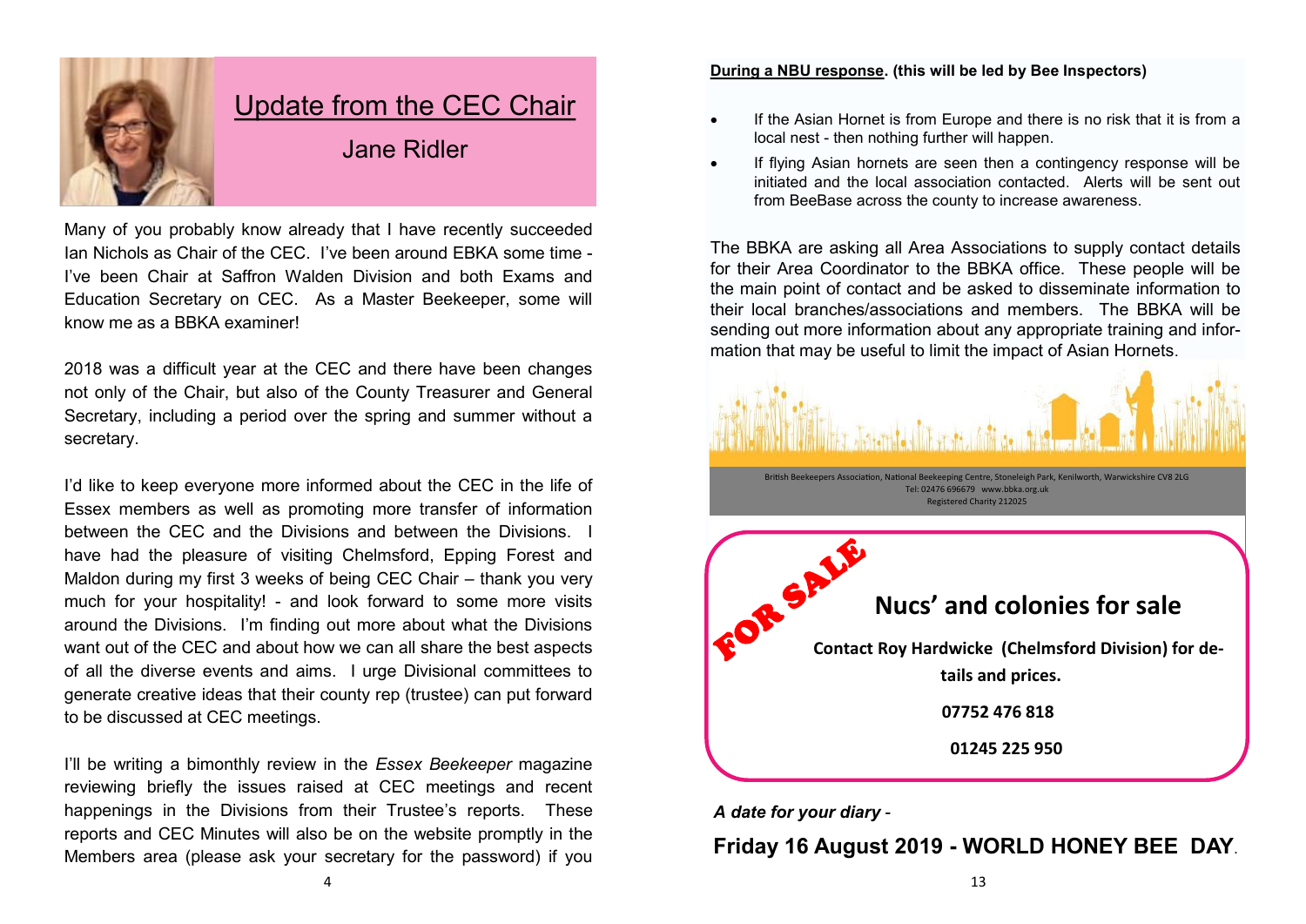# Update from the CEC Chair

## Jane Ridler

Many of you probably know already that I have recently succeeded Ian Nichols as Chair of the CEC. I've been around EBKA some time - I've been Chair at Saffron Walden Division and both Exams and Education Secretary on CEC. As a Master Beekeeper, some will know me as a BBKA examiner!

2018 was a difficult year at the CEC and there have been changes not only of the Chair, but also of the County Treasurer and General Secretary, including a period over the spring and summer without a secretary.

I'd like to keep everyone more informed about the CEC in the life of Essex members as well as promoting more transfer of information between the CEC and the Divisions and between the Divisions. I have had the pleasure of visiting Chelmsford, Epping Forest and Maldon during my first 3 weeks of being CEC Chair – thank you very much for your hospitality! - and look forward to some more visits around the Divisions. I'm finding out more about what the Divisions want out of the CEC and about how we can all share the best aspects of all the diverse events and aims. I urge Divisional committees to generate creative ideas that their county rep (trustee) can put forward to be discussed at CEC meetings.

I'll be writing a bimonthly review in the *Essex Beekeeper* magazine reviewing briefly the issues raised at CEC meetings and recent happenings in the Divisions from their Trustee's reports. These reports and CEC Minutes will also be on the website promptly in the Members area (please ask your secretary for the password) if you

**<u>During a NBU response</u>. (this will be led by Bee Inspectors)**

- If the Asian Hornet is from Europe and there is no risk that it is from a local nest - then nothing further will happen.
- If flying Asian hornets are seen then a contingency response will be initiated and the local association contacted. Alerts will be sent out from BeeBase across the county to increase awareness.

The BBKA are asking all Area Associations to supply contact details for their Area Coordinator to the BBKA office. These people will be the main point of contact and be asked to disseminate information to their local branches/associations and members. The BBKA will be sending out more information about any appropriate training and information that may be useful to limit the impact of Asian Hornets.

British Beekeepers Association, National Beekeeping Centre, Stoneleigh Park, Kenilworth, Warwickshire CV8 2LG
Tel: 02476 696679 www.bbka.org.uk
Registered Charity 212025

FOR SALE

**Nucs' and colonies for sale**

**Contact Roy Hardwicke (Chelmsford Division) for details and prices.**

**07752 476 818**

**01245 225 950**

***A date for your diary*** -

**Friday 16 August 2019 - WORLD HONEY BEE DAY**.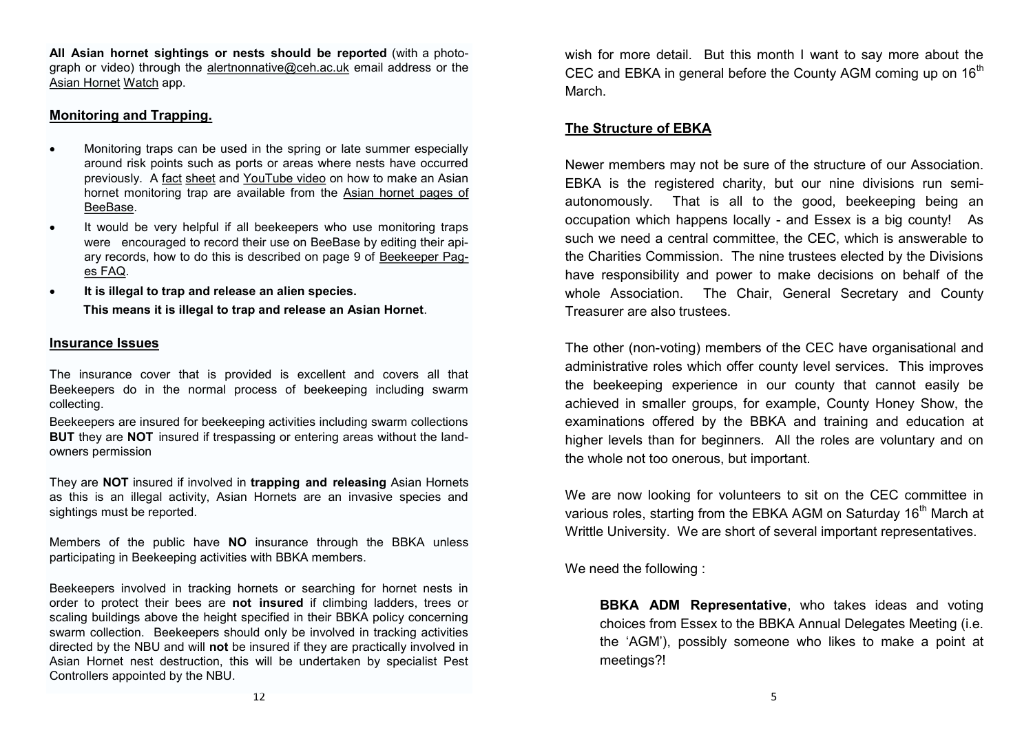**All Asian hornet sightings or nests should be reported** (with a photograph or video) through the alertnonnative@ceh.ac.uk email address or the Asian Hornet Watch app.

## Monitoring and Trapping.

- Monitoring traps can be used in the spring or late summer especially around risk points such as ports or areas where nests have occurred previously. A fact sheet and YouTube video on how to make an Asian hornet monitoring trap are available from the Asian hornet pages of BeeBase.
- It would be very helpful if all beekeepers who use monitoring traps were encouraged to record their use on BeeBase by editing their apiary records, how to do this is described on page 9 of Beekeeper Pages FAQ.
- **It is illegal to trap and release an alien species.**

  **This means it is illegal to trap and release an Asian Hornet**.

## Insurance Issues

The insurance cover that is provided is excellent and covers all that Beekeepers do in the normal process of beekeeping including swarm collecting.

Beekeepers are insured for beekeeping activities including swarm collections **BUT** they are **NOT** insured if trespassing or entering areas without the landowners permission

They are **NOT** insured if involved in **trapping and releasing** Asian Hornets as this is an illegal activity, Asian Hornets are an invasive species and sightings must be reported.

Members of the public have **NO** insurance through the BBKA unless participating in Beekeeping activities with BBKA members.

Beekeepers involved in tracking hornets or searching for hornet nests in order to protect their bees are **not insured** if climbing ladders, trees or scaling buildings above the height specified in their BBKA policy concerning swarm collection. Beekeepers should only be involved in tracking activities directed by the NBU and will **not** be insured if they are practically involved in Asian Hornet nest destruction, this will be undertaken by specialist Pest Controllers appointed by the NBU.

wish for more detail. But this month I want to say more about the CEC and EBKA in general before the County AGM coming up on 16th March.

## The Structure of EBKA

Newer members may not be sure of the structure of our Association. EBKA is the registered charity, but our nine divisions run semi-autonomously. That is all to the good, beekeeping being an occupation which happens locally - and Essex is a big county! As such we need a central committee, the CEC, which is answerable to the Charities Commission. The nine trustees elected by the Divisions have responsibility and power to make decisions on behalf of the whole Association. The Chair, General Secretary and County Treasurer are also trustees.

The other (non-voting) members of the CEC have organisational and administrative roles which offer county level services. This improves the beekeeping experience in our county that cannot easily be achieved in smaller groups, for example, County Honey Show, the examinations offered by the BBKA and training and education at higher levels than for beginners. All the roles are voluntary and on the whole not too onerous, but important.

We are now looking for volunteers to sit on the CEC committee in various roles, starting from the EBKA AGM on Saturday 16th March at Writtle University. We are short of several important representatives.

We need the following :

**BBKA ADM Representative**, who takes ideas and voting choices from Essex to the BBKA Annual Delegates Meeting (i.e. the 'AGM'), possibly someone who likes to make a point at meetings?!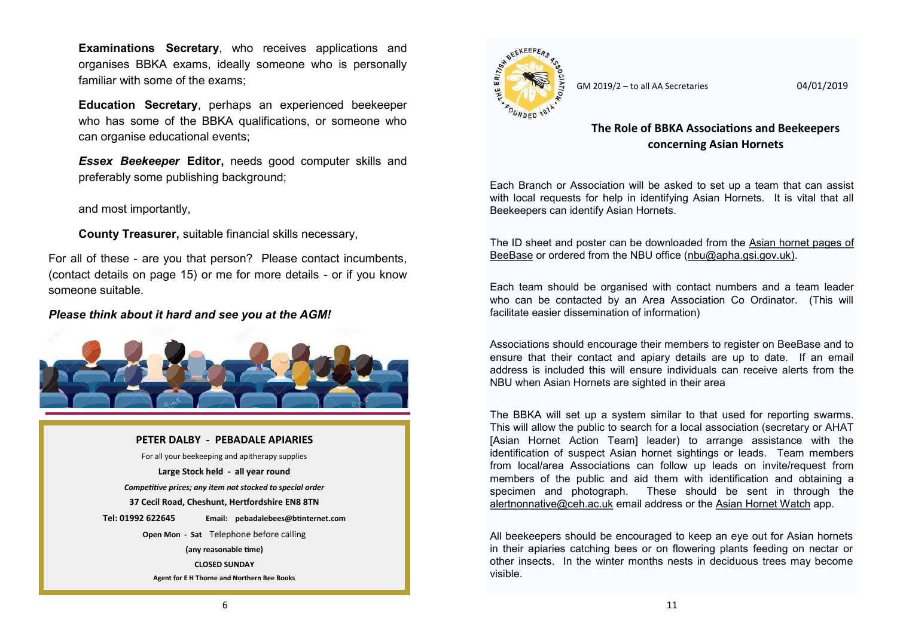**Examinations Secretary**, who receives applications and organises BBKA exams, ideally someone who is personally familiar with some of the exams;

**Education Secretary**, perhaps an experienced beekeeper who has some of the BBKA qualifications, or someone who can organise educational events;

***Essex Beekeeper*** **Editor,** needs good computer skills and preferably some publishing background;

and most importantly,

**County Treasurer,** suitable financial skills necessary,

For all of these - are you that person? Please contact incumbents, (contact details on page 15) or me for more details - or if you know someone suitable.

***Please think about it hard and see you at the AGM!***

**PETER DALBY - PEBADALE APIARIES**

For all your beekeeping and apitherapy supplies

**Large Stock held - all year round**

***Competitive prices; any item not stocked to special order***

**37 Cecil Road, Cheshunt, Hertfordshire EN8 8TN**

**Tel: 01992 622645** **Email: pebadalebees@btinternet.com**

**Open Mon - Sat** Telephone before calling

**(any reasonable time)**

**CLOSED SUNDAY**

**Agent for E H Thorne and Northern Bee Books**

GM 2019/2 – to all AA Secretaries 04/01/2019

## The Role of BBKA Associations and Beekeepers concerning Asian Hornets

Each Branch or Association will be asked to set up a team that can assist with local requests for help in identifying Asian Hornets. It is vital that all Beekeepers can identify Asian Hornets.

The ID sheet and poster can be downloaded from the Asian hornet pages of BeeBase or ordered from the NBU office (nbu@apha.gsi.gov.uk).

Each team should be organised with contact numbers and a team leader who can be contacted by an Area Association Co Ordinator. (This will facilitate easier dissemination of information)

Associations should encourage their members to register on BeeBase and to ensure that their contact and apiary details are up to date. If an email address is included this will ensure individuals can receive alerts from the NBU when Asian Hornets are sighted in their area

The BBKA will set up a system similar to that used for reporting swarms. This will allow the public to search for a local association (secretary or AHAT [Asian Hornet Action Team] leader) to arrange assistance with the identification of suspect Asian hornet sightings or leads. Team members from local/area Associations can follow up leads on invite/request from members of the public and aid them with identification and obtaining a specimen and photograph. These should be sent in through the alertnonnative@ceh.ac.uk email address or the Asian Hornet Watch app.

All beekeepers should be encouraged to keep an eye out for Asian hornets in their apiaries catching bees or on flowering plants feeding on nectar or other insects. In the winter months nests in deciduous trees may become visible.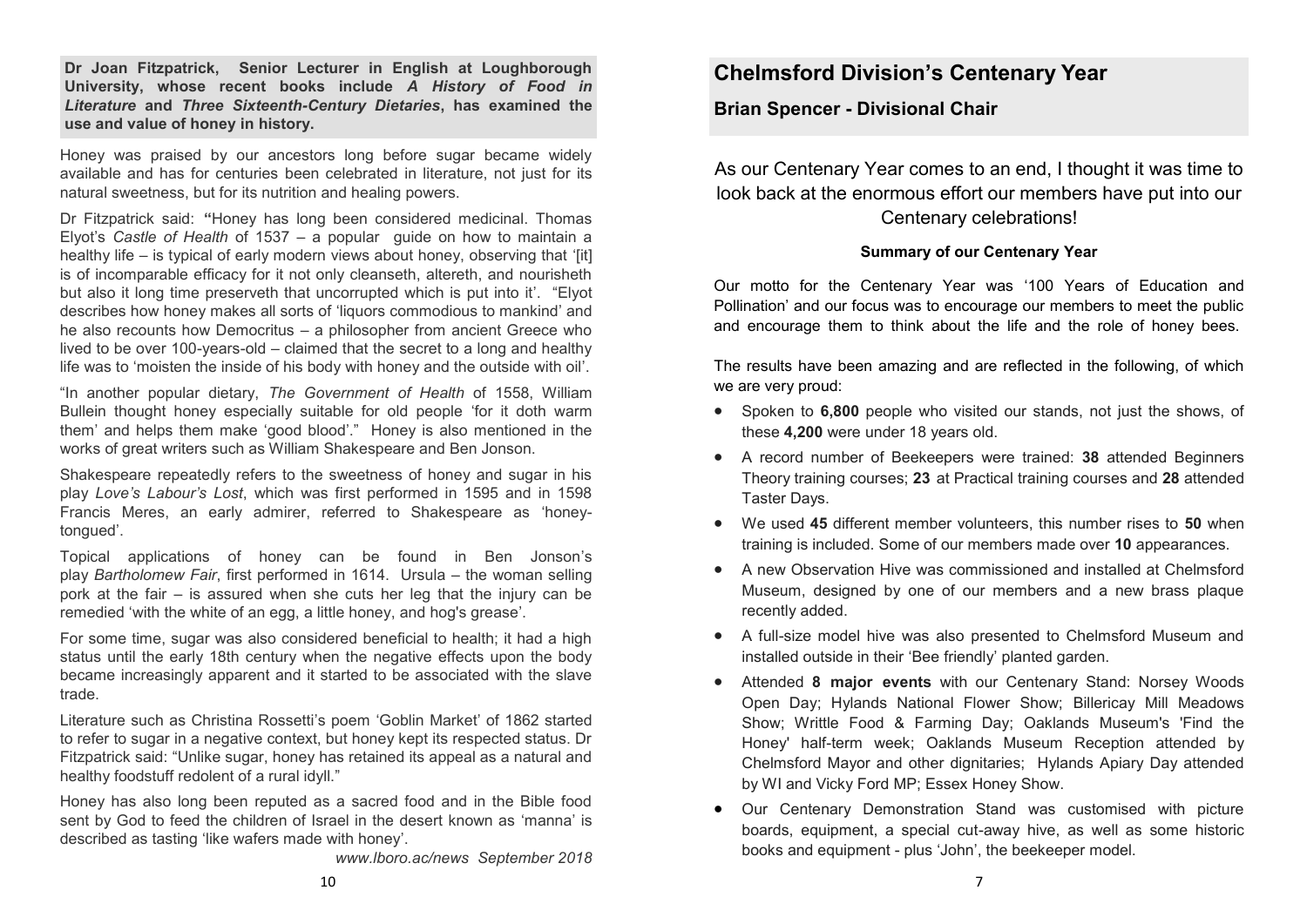**Dr Joan Fitzpatrick, Senior Lecturer in English at Loughborough University, whose recent books include *A History of Food in Literature* and *Three Sixteenth-Century Dietaries*, has examined the use and value of honey in history.**

Honey was praised by our ancestors long before sugar became widely available and has for centuries been celebrated in literature, not just for its natural sweetness, but for its nutrition and healing powers.

Dr Fitzpatrick said: **"**Honey has long been considered medicinal. Thomas Elyot's *Castle of Health* of 1537 – a popular guide on how to maintain a healthy life – is typical of early modern views about honey, observing that '[it] is of incomparable efficacy for it not only cleanseth, altereth, and nourisheth but also it long time preserveth that uncorrupted which is put into it'. "Elyot describes how honey makes all sorts of 'liquors commodious to mankind' and he also recounts how Democritus – a philosopher from ancient Greece who lived to be over 100-years-old – claimed that the secret to a long and healthy life was to 'moisten the inside of his body with honey and the outside with oil'.

"In another popular dietary, *The Government of Health* of 1558, William Bullein thought honey especially suitable for old people 'for it doth warm them' and helps them make 'good blood'." Honey is also mentioned in the works of great writers such as William Shakespeare and Ben Jonson.

Shakespeare repeatedly refers to the sweetness of honey and sugar in his play *Love's Labour's Lost*, which was first performed in 1595 and in 1598 Francis Meres, an early admirer, referred to Shakespeare as 'honey-tongued'.

Topical applications of honey can be found in Ben Jonson's play *Bartholomew Fair*, first performed in 1614. Ursula – the woman selling pork at the fair – is assured when she cuts her leg that the injury can be remedied 'with the white of an egg, a little honey, and hog's grease'.

For some time, sugar was also considered beneficial to health; it had a high status until the early 18th century when the negative effects upon the body became increasingly apparent and it started to be associated with the slave trade.

Literature such as Christina Rossetti's poem 'Goblin Market' of 1862 started to refer to sugar in a negative context, but honey kept its respected status. Dr Fitzpatrick said: "Unlike sugar, honey has retained its appeal as a natural and healthy foodstuff redolent of a rural idyll."

Honey has also long been reputed as a sacred food and in the Bible food sent by God to feed the children of Israel in the desert known as 'manna' is described as tasting 'like wafers made with honey'.

*www.lboro.ac/news September 2018*

## Chelmsford Division's Centenary Year

### Brian Spencer - Divisional Chair

As our Centenary Year comes to an end, I thought it was time to look back at the enormous effort our members have put into our Centenary celebrations!

**Summary of our Centenary Year**

Our motto for the Centenary Year was '100 Years of Education and Pollination' and our focus was to encourage our members to meet the public and encourage them to think about the life and the role of honey bees.

The results have been amazing and are reflected in the following, of which we are very proud:

- Spoken to **6,800** people who visited our stands, not just the shows, of these **4,200** were under 18 years old.
- A record number of Beekeepers were trained: **38** attended Beginners Theory training courses; **23** at Practical training courses and **28** attended Taster Days.
- We used **45** different member volunteers, this number rises to **50** when training is included. Some of our members made over **10** appearances.
- A new Observation Hive was commissioned and installed at Chelmsford Museum, designed by one of our members and a new brass plaque recently added.
- A full-size model hive was also presented to Chelmsford Museum and installed outside in their 'Bee friendly' planted garden.
- Attended **8 major events** with our Centenary Stand: Norsey Woods Open Day; Hylands National Flower Show; Billericay Mill Meadows Show; Writtle Food & Farming Day; Oaklands Museum's 'Find the Honey' half-term week; Oaklands Museum Reception attended by Chelmsford Mayor and other dignitaries; Hylands Apiary Day attended by WI and Vicky Ford MP; Essex Honey Show.
- Our Centenary Demonstration Stand was customised with picture boards, equipment, a special cut-away hive, as well as some historic books and equipment - plus 'John', the beekeeper model.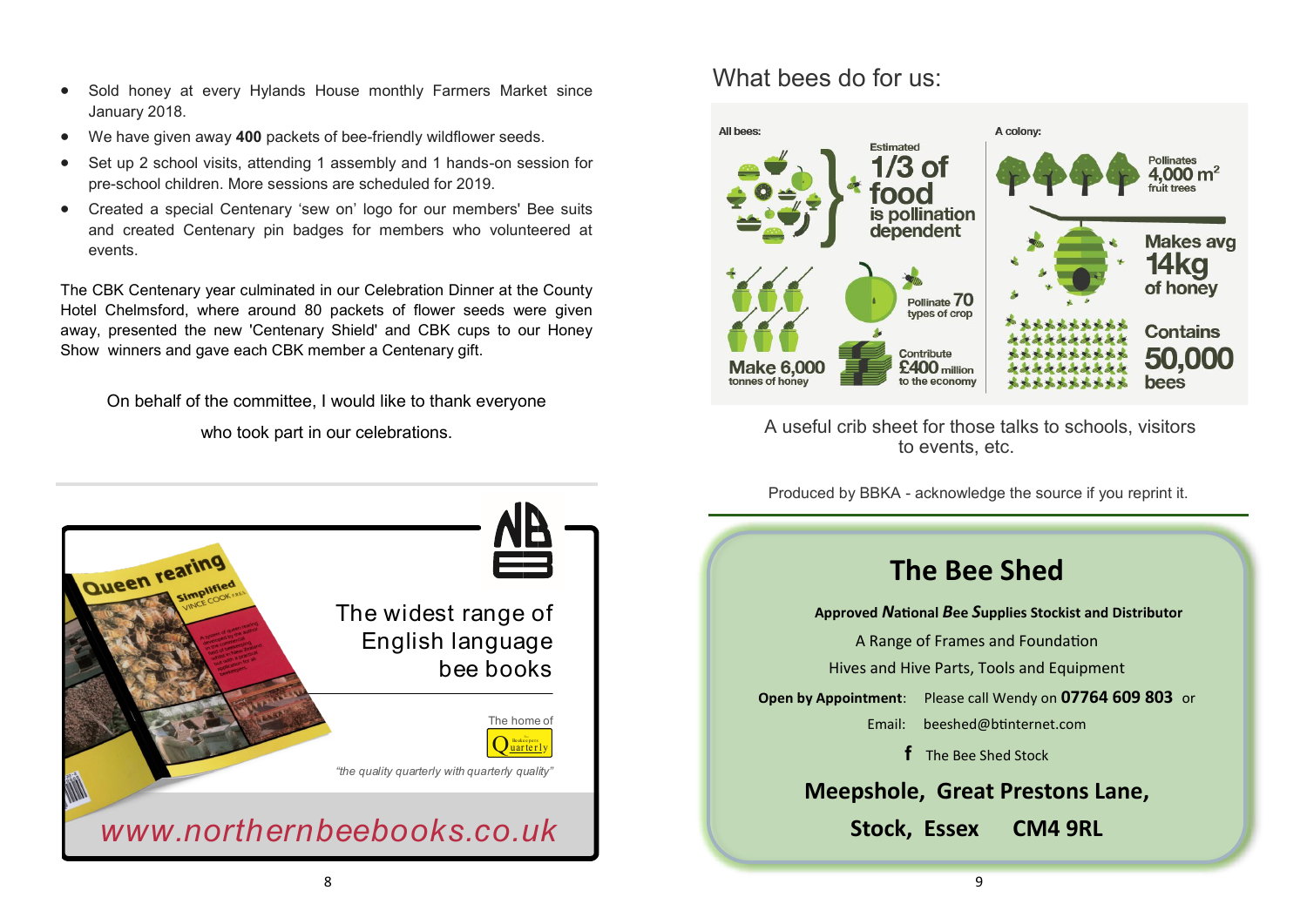- Sold honey at every Hylands House monthly Farmers Market since January 2018.
- We have given away **400** packets of bee-friendly wildflower seeds.
- Set up 2 school visits, attending 1 assembly and 1 hands-on session for pre-school children. More sessions are scheduled for 2019.
- Created a special Centenary 'sew on' logo for our members' Bee suits and created Centenary pin badges for members who volunteered at events.

The CBK Centenary year culminated in our Celebration Dinner at the County Hotel Chelmsford, where around 80 packets of flower seeds were given away, presented the new 'Centenary Shield' and CBK cups to our Honey Show winners and gave each CBK member a Centenary gift.

On behalf of the committee, I would like to thank everyone who took part in our celebrations.

---

Queen rearing Simplified
VINCE COOK

NB

The widest range of English language bee books

The home of The Beekeepers Quarterly

*"the quality quarterly with quarterly quality"*

www.northernbeebooks.co.uk

---

## What bees do for us:

All bees:

Estimated 1/3 of food is pollination dependent

Pollinate 70 types of crop

Make 6,000 tonnes of honey

Contribute £400 million to the economy

A colony:

Pollinates 4,000 m² fruit trees

Makes avg 14kg of honey

Contains 50,000 bees

A useful crib sheet for those talks to schools, visitors to events, etc.

Produced by BBKA - acknowledge the source if you reprint it.

---

## The Bee Shed

**Approved *N*ational *B*ee *S*upplies Stockist and Distributor**

A Range of Frames and Foundation

Hives and Hive Parts, Tools and Equipment

**Open by Appointment**: Please call Wendy on **07764 609 803** or

Email: beeshed@btinternet.com

f The Bee Shed Stock

**Meepshole, Great Prestons Lane,**

**Stock, Essex CM4 9RL**